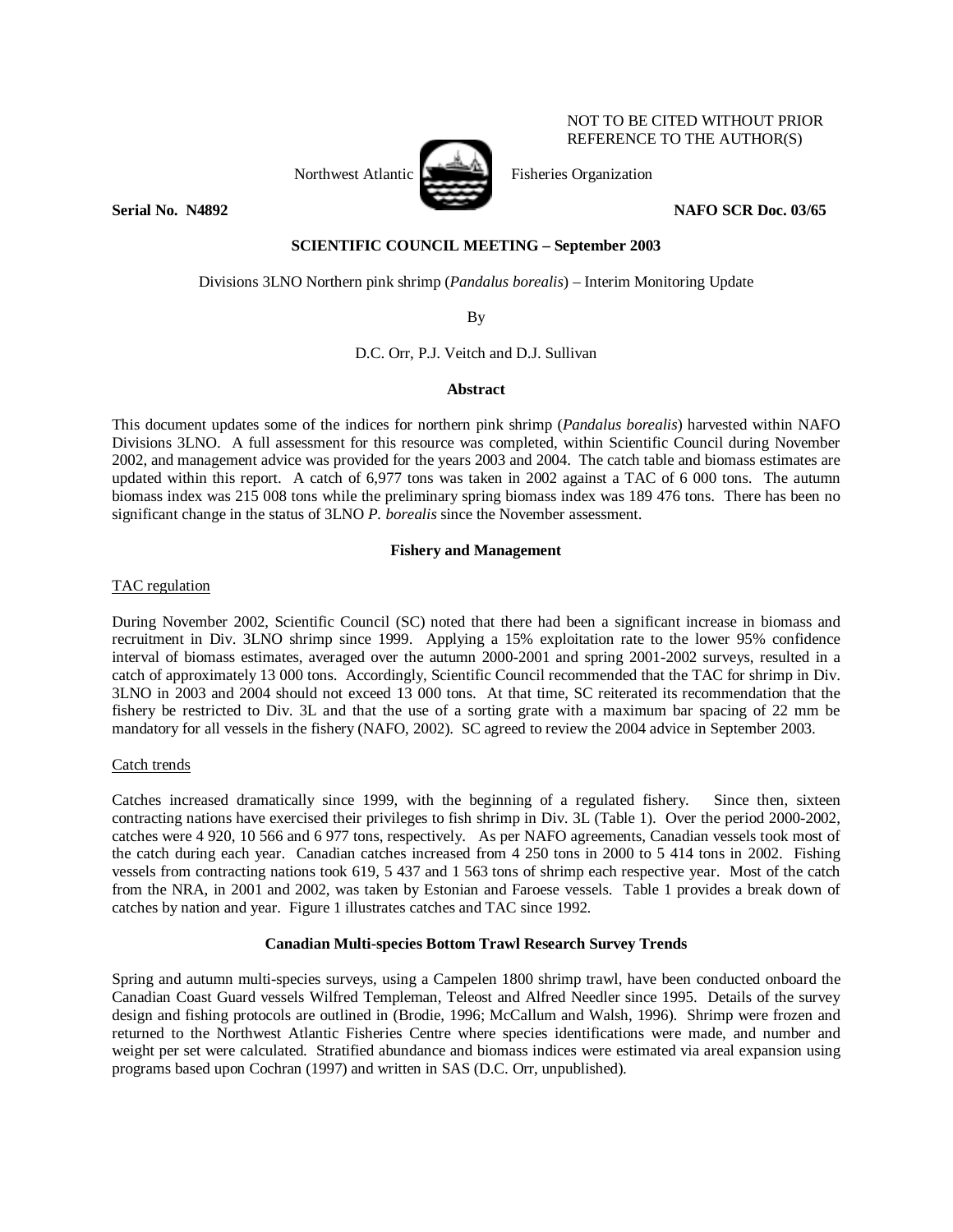NOT TO BE CITED WITHOUT PRIOR REFERENCE TO THE AUTHOR(S)

Northwest Atlantic Fisheries Organization

**Serial No. N4892** **NAFO SCR Doc. 03/65**

**SCIENTIFIC COUNCIL MEETING – September 2003**

Divisions 3LNO Northern pink shrimp (*Pandalus borealis*) – Interim Monitoring Update

By

D.C. Orr, P.J. Veitch and D.J. Sullivan

**Abstract**

This document updates some of the indices for northern pink shrimp (*Pandalus borealis*) harvested within NAFO Divisions 3LNO. A full assessment for this resource was completed, within Scientific Council during November 2002, and management advice was provided for the years 2003 and 2004. The catch table and biomass estimates are updated within this report. A catch of 6,977 tons was taken in 2002 against a TAC of 6 000 tons. The autumn biomass index was 215 008 tons while the preliminary spring biomass index was 189 476 tons. There has been no significant change in the status of 3LNO *P. borealis* since the November assessment.

**Fishery and Management**

TAC regulation

During November 2002, Scientific Council (SC) noted that there had been a significant increase in biomass and recruitment in Div. 3LNO shrimp since 1999. Applying a 15% exploitation rate to the lower 95% confidence interval of biomass estimates, averaged over the autumn 2000-2001 and spring 2001-2002 surveys, resulted in a catch of approximately 13 000 tons. Accordingly, Scientific Council recommended that the TAC for shrimp in Div. 3LNO in 2003 and 2004 should not exceed 13 000 tons. At that time, SC reiterated its recommendation that the fishery be restricted to Div. 3L and that the use of a sorting grate with a maximum bar spacing of 22 mm be mandatory for all vessels in the fishery (NAFO, 2002). SC agreed to review the 2004 advice in September 2003.

Catch trends

Catches increased dramatically since 1999, with the beginning of a regulated fishery. Since then, sixteen contracting nations have exercised their privileges to fish shrimp in Div. 3L (Table 1). Over the period 2000-2002, catches were 4 920, 10 566 and 6 977 tons, respectively. As per NAFO agreements, Canadian vessels took most of the catch during each year. Canadian catches increased from 4 250 tons in 2000 to 5 414 tons in 2002. Fishing vessels from contracting nations took 619, 5 437 and 1 563 tons of shrimp each respective year. Most of the catch from the NRA, in 2001 and 2002, was taken by Estonian and Faroese vessels. Table 1 provides a break down of catches by nation and year. Figure 1 illustrates catches and TAC since 1992.

**Canadian Multi-species Bottom Trawl Research Survey Trends**

Spring and autumn multi-species surveys, using a Campelen 1800 shrimp trawl, have been conducted onboard the Canadian Coast Guard vessels Wilfred Templeman, Teleost and Alfred Needler since 1995. Details of the survey design and fishing protocols are outlined in (Brodie, 1996; McCallum and Walsh, 1996). Shrimp were frozen and returned to the Northwest Atlantic Fisheries Centre where species identifications were made, and number and weight per set were calculated. Stratified abundance and biomass indices were estimated via areal expansion using programs based upon Cochran (1997) and written in SAS (D.C. Orr, unpublished).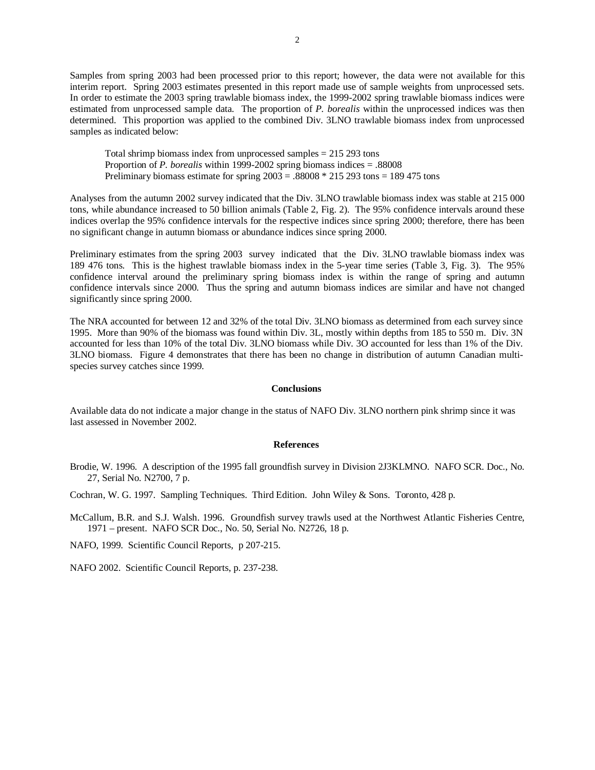Samples from spring 2003 had been processed prior to this report; however, the data were not available for this interim report. Spring 2003 estimates presented in this report made use of sample weights from unprocessed sets. In order to estimate the 2003 spring trawlable biomass index, the 1999-2002 spring trawlable biomass indices were estimated from unprocessed sample data. The proportion of *P. borealis* within the unprocessed indices was then determined. This proportion was applied to the combined Div. 3LNO trawlable biomass index from unprocessed samples as indicated below:

> Total shrimp biomass index from unprocessed samples = 215 293 tons
> Proportion of *P. borealis* within 1999-2002 spring biomass indices = .88008
> Preliminary biomass estimate for spring 2003 = .88008 * 215 293 tons = 189 475 tons

Analyses from the autumn 2002 survey indicated that the Div. 3LNO trawlable biomass index was stable at 215 000 tons, while abundance increased to 50 billion animals (Table 2, Fig. 2). The 95% confidence intervals around these indices overlap the 95% confidence intervals for the respective indices since spring 2000; therefore, there has been no significant change in autumn biomass or abundance indices since spring 2000.

Preliminary estimates from the spring 2003 survey indicated that the Div. 3LNO trawlable biomass index was 189 476 tons. This is the highest trawlable biomass index in the 5-year time series (Table 3, Fig. 3). The 95% confidence interval around the preliminary spring biomass index is within the range of spring and autumn confidence intervals since 2000. Thus the spring and autumn biomass indices are similar and have not changed significantly since spring 2000.

The NRA accounted for between 12 and 32% of the total Div. 3LNO biomass as determined from each survey since 1995. More than 90% of the biomass was found within Div. 3L, mostly within depths from 185 to 550 m. Div. 3N accounted for less than 10% of the total Div. 3LNO biomass while Div. 3O accounted for less than 1% of the Div. 3LNO biomass. Figure 4 demonstrates that there has been no change in distribution of autumn Canadian multi-species survey catches since 1999.

## Conclusions

Available data do not indicate a major change in the status of NAFO Div. 3LNO northern pink shrimp since it was last assessed in November 2002.

## References

Brodie, W. 1996. A description of the 1995 fall groundfish survey in Division 2J3KLMNO. NAFO SCR. Doc., No. 27, Serial No. N2700, 7 p.

Cochran, W. G. 1997. Sampling Techniques. Third Edition. John Wiley & Sons. Toronto, 428 p.

McCallum, B.R. and S.J. Walsh. 1996. Groundfish survey trawls used at the Northwest Atlantic Fisheries Centre, 1971 – present. NAFO SCR Doc., No. 50, Serial No. N2726, 18 p.

NAFO, 1999. Scientific Council Reports, p 207-215.

NAFO 2002. Scientific Council Reports, p. 237-238.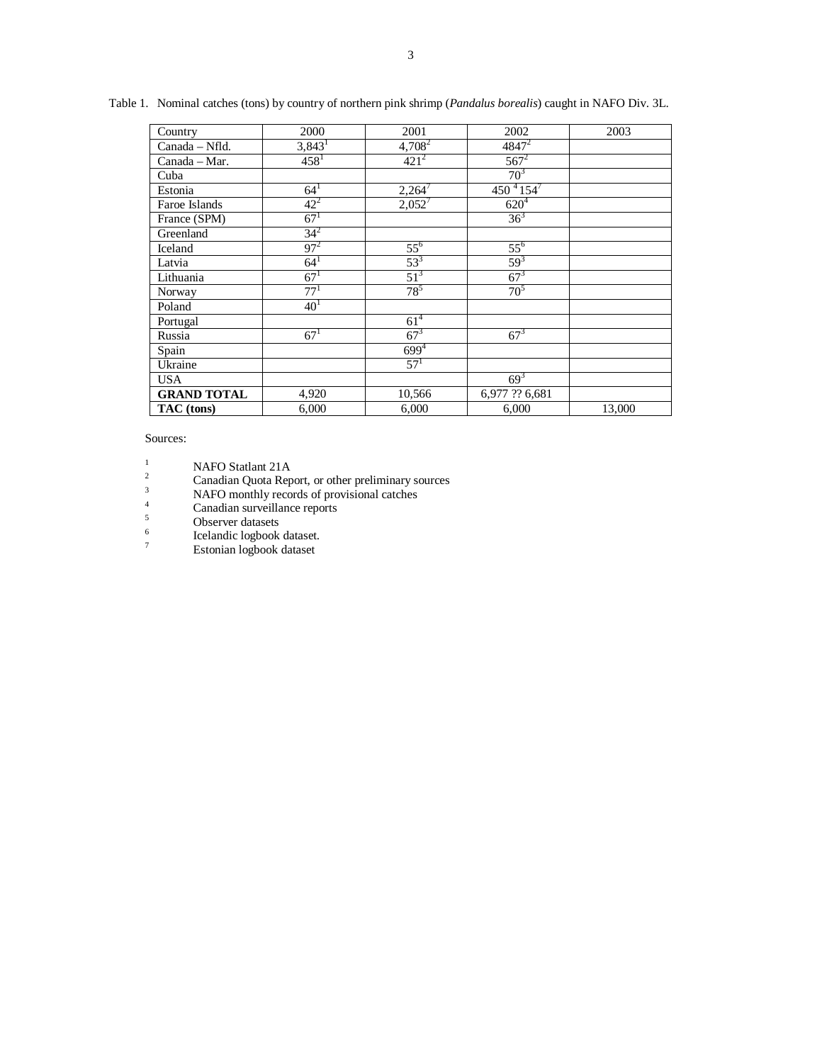Table 1. Nominal catches (tons) by country of northern pink shrimp (*Pandalus borealis*) caught in NAFO Div. 3L.

| Country | 2000 | 2001 | 2002 | 2003 |
|---|---|---|---|---|
| Canada – Nfld. | 3,843[1] | 4,708[2] | 4847[2] | |
| Canada – Mar. | 458[1] | 421[2] | 567[2] | |
| Cuba | | | 70[3] | |
| Estonia | 64[1] | 2,264[7] | 450 [4] 154[7] | |
| Faroe Islands | 42[2] | 2,052[7] | 620[4] | |
| France (SPM) | 67[1] | | 36[3] | |
| Greenland | 34[2] | | | |
| Iceland | 97[2] | 55[6] | 55[6] | |
| Latvia | 64[1] | 53[3] | 59[3] | |
| Lithuania | 67[1] | 51[3] | 67[3] | |
| Norway | 77[1] | 78[5] | 70[5] | |
| Poland | 40[1] | | | |
| Portugal | | 61[4] | | |
| Russia | 67[1] | 67[3] | 67[3] | |
| Spain | | 699[4] | | |
| Ukraine | | 57[1] | | |
| USA | | | 69[3] | |
| **GRAND TOTAL** | 4,920 | 10,566 | 6,977 ?? 6,681 | |
| **TAC (tons)** | 6,000 | 6,000 | 6,000 | 13,000 |

Sources:

1. NAFO Statlant 21A
2. Canadian Quota Report, or other preliminary sources
3. NAFO monthly records of provisional catches
4. Canadian surveillance reports
5. Observer datasets
6. Icelandic logbook dataset.
7. Estonian logbook dataset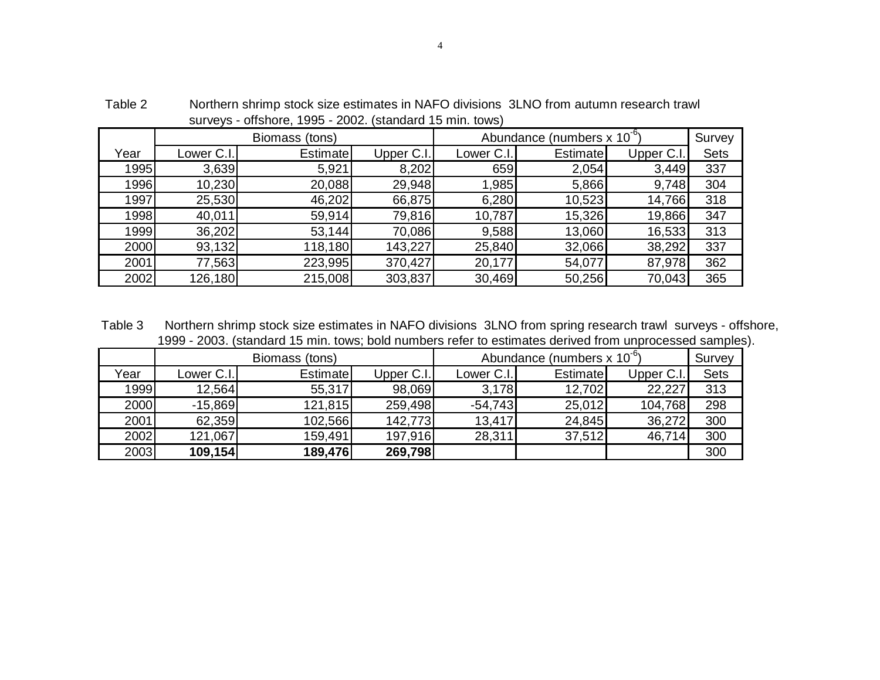Table 2 Northern shrimp stock size estimates in NAFO divisions 3LNO from autumn research trawl surveys - offshore, 1995 - 2002. (standard 15 min. tows)

| | Biomass (tons) | | | Abundance (numbers x $10^{-6}$) | | | Survey |
|---|---|---|---|---|---|---|---|
| Year | Lower C.I. | Estimate | Upper C.I. | Lower C.I. | Estimate | Upper C.I. | Sets |
| 1995 | 3,639 | 5,921 | 8,202 | 659 | 2,054 | 3,449 | 337 |
| 1996 | 10,230 | 20,088 | 29,948 | 1,985 | 5,866 | 9,748 | 304 |
| 1997 | 25,530 | 46,202 | 66,875 | 6,280 | 10,523 | 14,766 | 318 |
| 1998 | 40,011 | 59,914 | 79,816 | 10,787 | 15,326 | 19,866 | 347 |
| 1999 | 36,202 | 53,144 | 70,086 | 9,588 | 13,060 | 16,533 | 313 |
| 2000 | 93,132 | 118,180 | 143,227 | 25,840 | 32,066 | 38,292 | 337 |
| 2001 | 77,563 | 223,995 | 370,427 | 20,177 | 54,077 | 87,978 | 362 |
| 2002 | 126,180 | 215,008 | 303,837 | 30,469 | 50,256 | 70,043 | 365 |

Table 3 Northern shrimp stock size estimates in NAFO divisions 3LNO from spring research trawl surveys - offshore, 1999 - 2003. (standard 15 min. tows; bold numbers refer to estimates derived from unprocessed samples).

| | Biomass (tons) | | | Abundance (numbers x $10^{-6}$) | | | Survey |
|---|---|---|---|---|---|---|---|
| Year | Lower C.I. | Estimate | Upper C.I. | Lower C.I. | Estimate | Upper C.I. | Sets |
| 1999 | 12,564 | 55,317 | 98,069 | 3,178 | 12,702 | 22,227 | 313 |
| 2000 | -15,869 | 121,815 | 259,498 | -54,743 | 25,012 | 104,768 | 298 |
| 2001 | 62,359 | 102,566 | 142,773 | 13,417 | 24,845 | 36,272 | 300 |
| 2002 | 121,067 | 159,491 | 197,916 | 28,311 | 37,512 | 46,714 | 300 |
| 2003 | **109,154** | **189,476** | **269,798** | | | | 300 |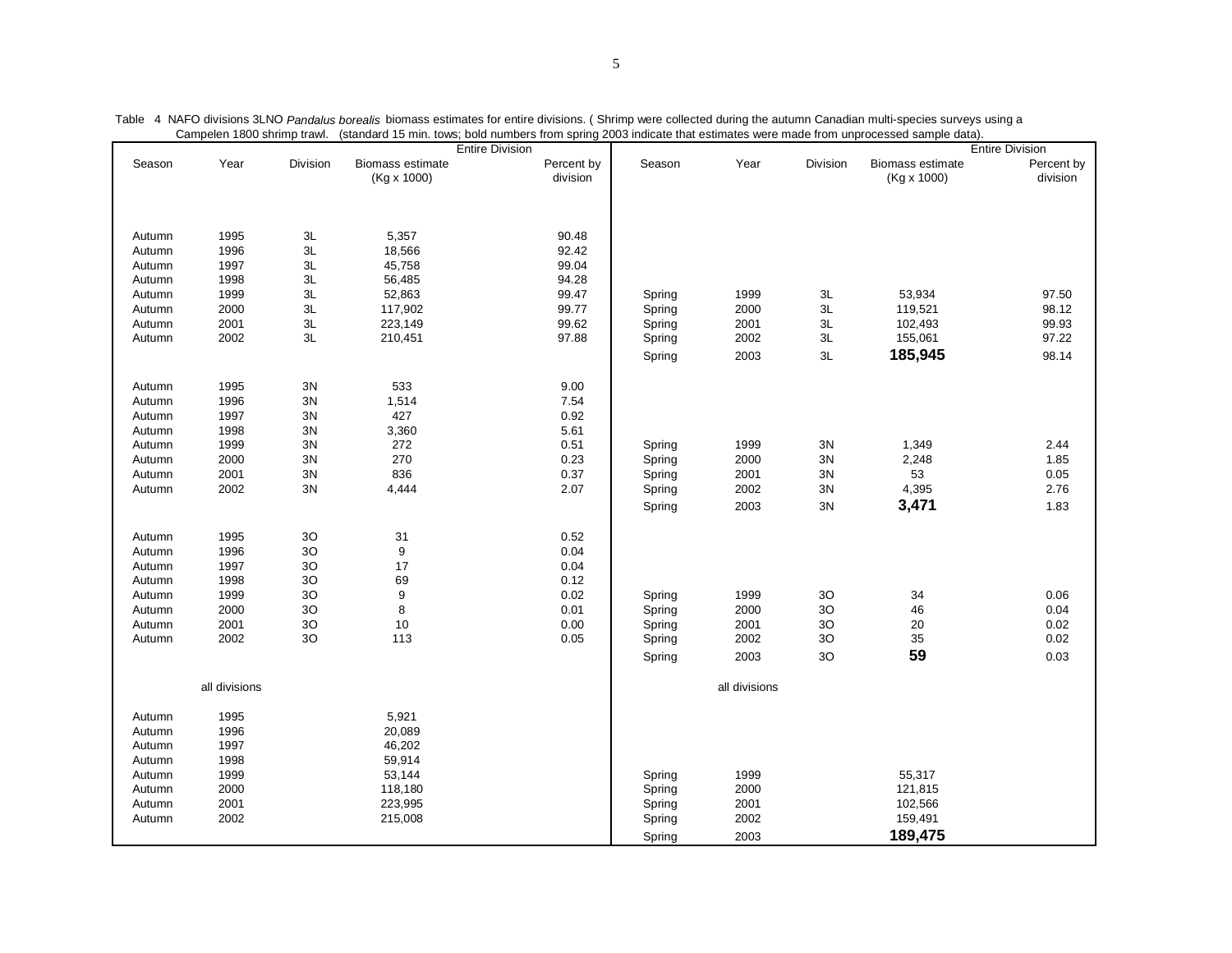Table 4 NAFO divisions 3LNO *Pandalus borealis* biomass estimates for entire divisions. ( Shrimp were collected during the autumn Canadian multi-species surveys using a Campelen 1800 shrimp trawl. (standard 15 min. tows; bold numbers from spring 2003 indicate that estimates were made from unprocessed sample data).

| Season | Year | Division | Entire Division Biomass estimate (Kg x 1000) | Percent by division | Season | Year | Division | Entire Division Biomass estimate (Kg x 1000) | Percent by division |
|---|---|---|---|---|---|---|---|---|---|
| Autumn | 1995 | 3L | 5,357 | 90.48 | | | | | |
| Autumn | 1996 | 3L | 18,566 | 92.42 | | | | | |
| Autumn | 1997 | 3L | 45,758 | 99.04 | | | | | |
| Autumn | 1998 | 3L | 56,485 | 94.28 | | | | | |
| Autumn | 1999 | 3L | 52,863 | 99.47 | Spring | 1999 | 3L | 53,934 | 97.50 |
| Autumn | 2000 | 3L | 117,902 | 99.77 | Spring | 2000 | 3L | 119,521 | 98.12 |
| Autumn | 2001 | 3L | 223,149 | 99.62 | Spring | 2001 | 3L | 102,493 | 99.93 |
| Autumn | 2002 | 3L | 210,451 | 97.88 | Spring | 2002 | 3L | 155,061 | 97.22 |
| | | | | | Spring | 2003 | 3L | **185,945** | 98.14 |
| Autumn | 1995 | 3N | 533 | 9.00 | | | | | |
| Autumn | 1996 | 3N | 1,514 | 7.54 | | | | | |
| Autumn | 1997 | 3N | 427 | 0.92 | | | | | |
| Autumn | 1998 | 3N | 3,360 | 5.61 | | | | | |
| Autumn | 1999 | 3N | 272 | 0.51 | Spring | 1999 | 3N | 1,349 | 2.44 |
| Autumn | 2000 | 3N | 270 | 0.23 | Spring | 2000 | 3N | 2,248 | 1.85 |
| Autumn | 2001 | 3N | 836 | 0.37 | Spring | 2001 | 3N | 53 | 0.05 |
| Autumn | 2002 | 3N | 4,444 | 2.07 | Spring | 2002 | 3N | 4,395 | 2.76 |
| | | | | | Spring | 2003 | 3N | **3,471** | 1.83 |
| Autumn | 1995 | 3O | 31 | 0.52 | | | | | |
| Autumn | 1996 | 3O | 9 | 0.04 | | | | | |
| Autumn | 1997 | 3O | 17 | 0.04 | | | | | |
| Autumn | 1998 | 3O | 69 | 0.12 | | | | | |
| Autumn | 1999 | 3O | 9 | 0.02 | Spring | 1999 | 3O | 34 | 0.06 |
| Autumn | 2000 | 3O | 8 | 0.01 | Spring | 2000 | 3O | 46 | 0.04 |
| Autumn | 2001 | 3O | 10 | 0.00 | Spring | 2001 | 3O | 20 | 0.02 |
| Autumn | 2002 | 3O | 113 | 0.05 | Spring | 2002 | 3O | 35 | 0.02 |
| | | | | | Spring | 2003 | 3O | **59** | 0.03 |
| | all divisions | | | | | all divisions | | | |
| Autumn | 1995 | | 5,921 | | | | | | |
| Autumn | 1996 | | 20,089 | | | | | | |
| Autumn | 1997 | | 46,202 | | | | | | |
| Autumn | 1998 | | 59,914 | | | | | | |
| Autumn | 1999 | | 53,144 | | Spring | 1999 | | 55,317 | |
| Autumn | 2000 | | 118,180 | | Spring | 2000 | | 121,815 | |
| Autumn | 2001 | | 223,995 | | Spring | 2001 | | 102,566 | |
| Autumn | 2002 | | 215,008 | | Spring | 2002 | | 159,491 | |
| | | | | | Spring | 2003 | | **189,475** | |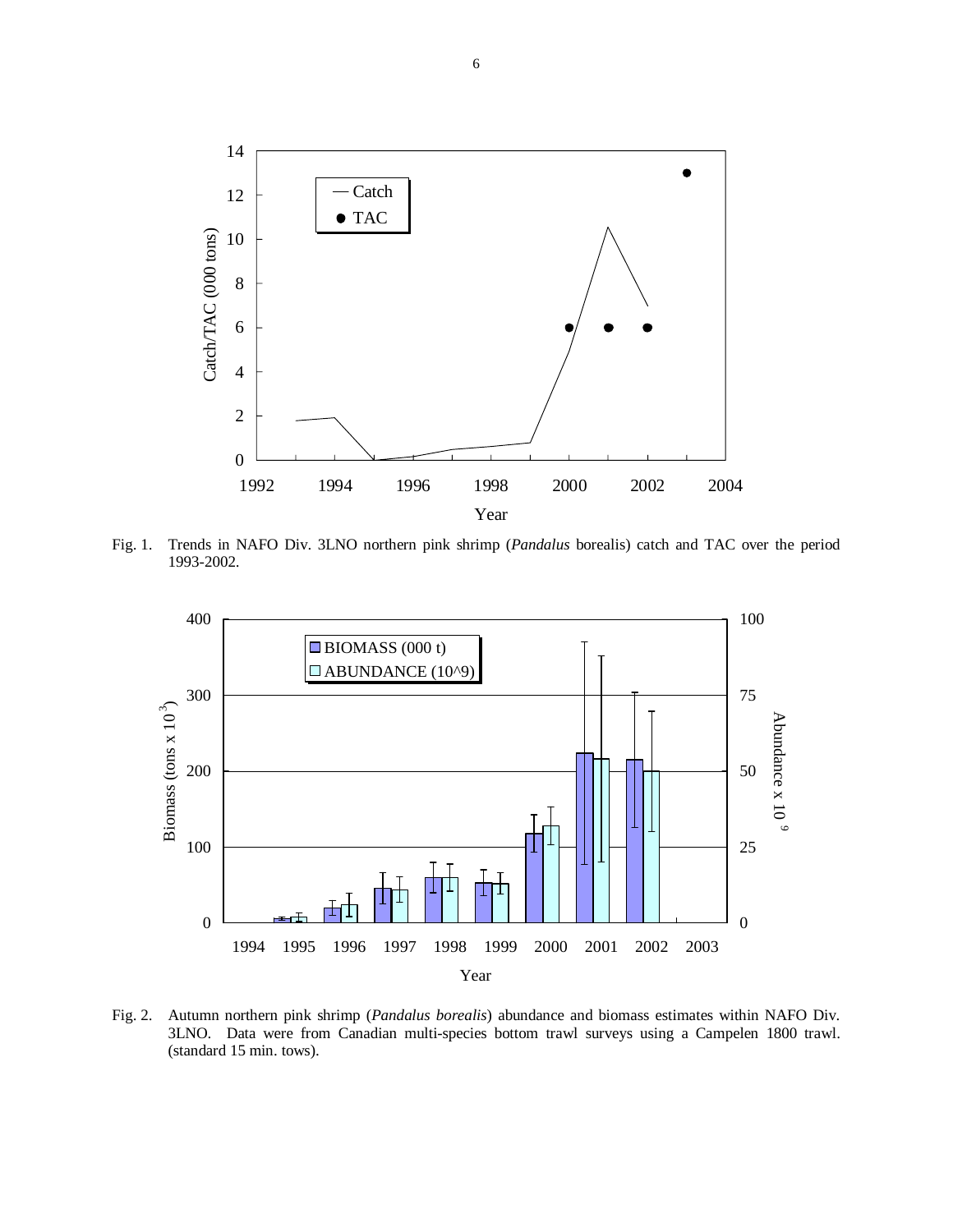Fig. 1. Trends in NAFO Div. 3LNO northern pink shrimp (*Pandalus* borealis) catch and TAC over the period 1993-2002.

Fig. 2. Autumn northern pink shrimp (*Pandalus borealis*) abundance and biomass estimates within NAFO Div. 3LNO. Data were from Canadian multi-species bottom trawl surveys using a Campelen 1800 trawl. (standard 15 min. tows).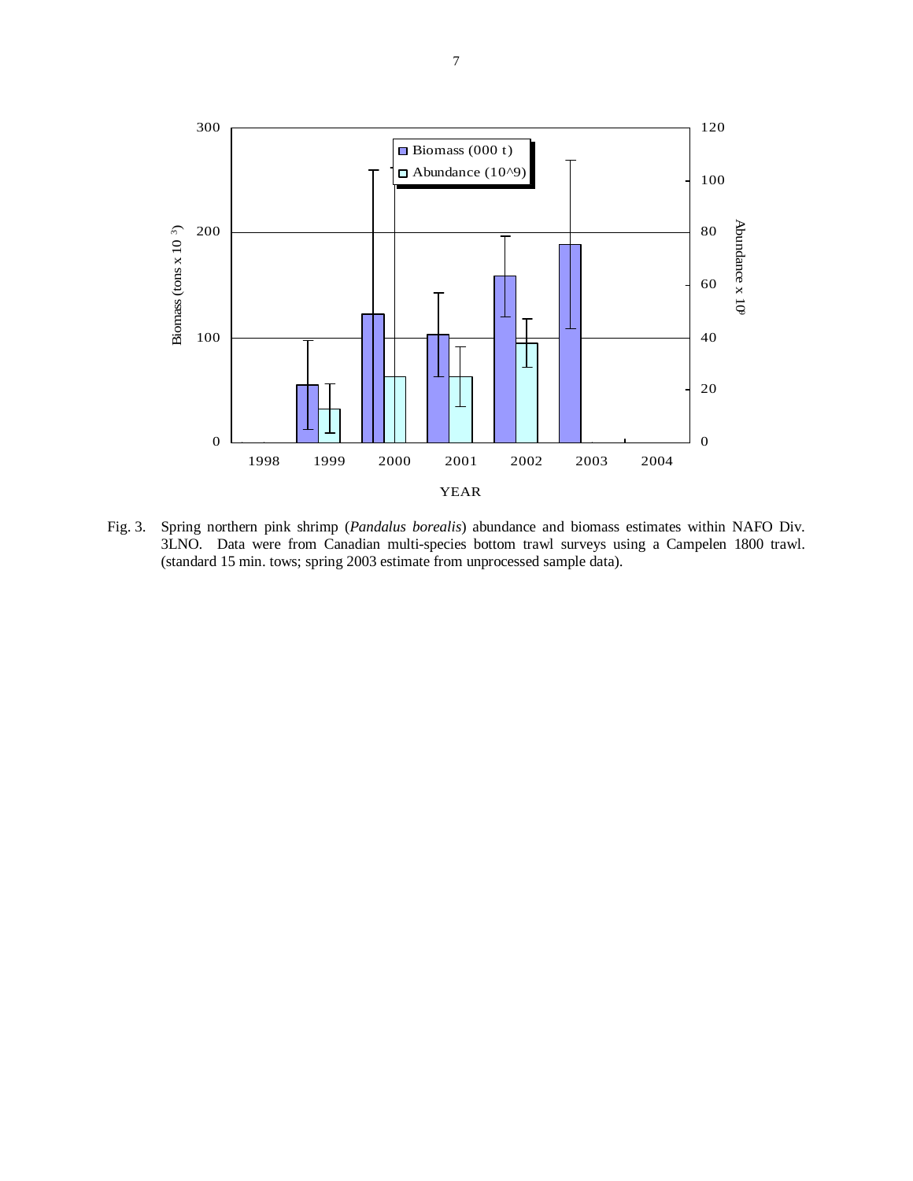Fig. 3. Spring northern pink shrimp (*Pandalus borealis*) abundance and biomass estimates within NAFO Div. 3LNO. Data were from Canadian multi-species bottom trawl surveys using a Campelen 1800 trawl. (standard 15 min. tows; spring 2003 estimate from unprocessed sample data).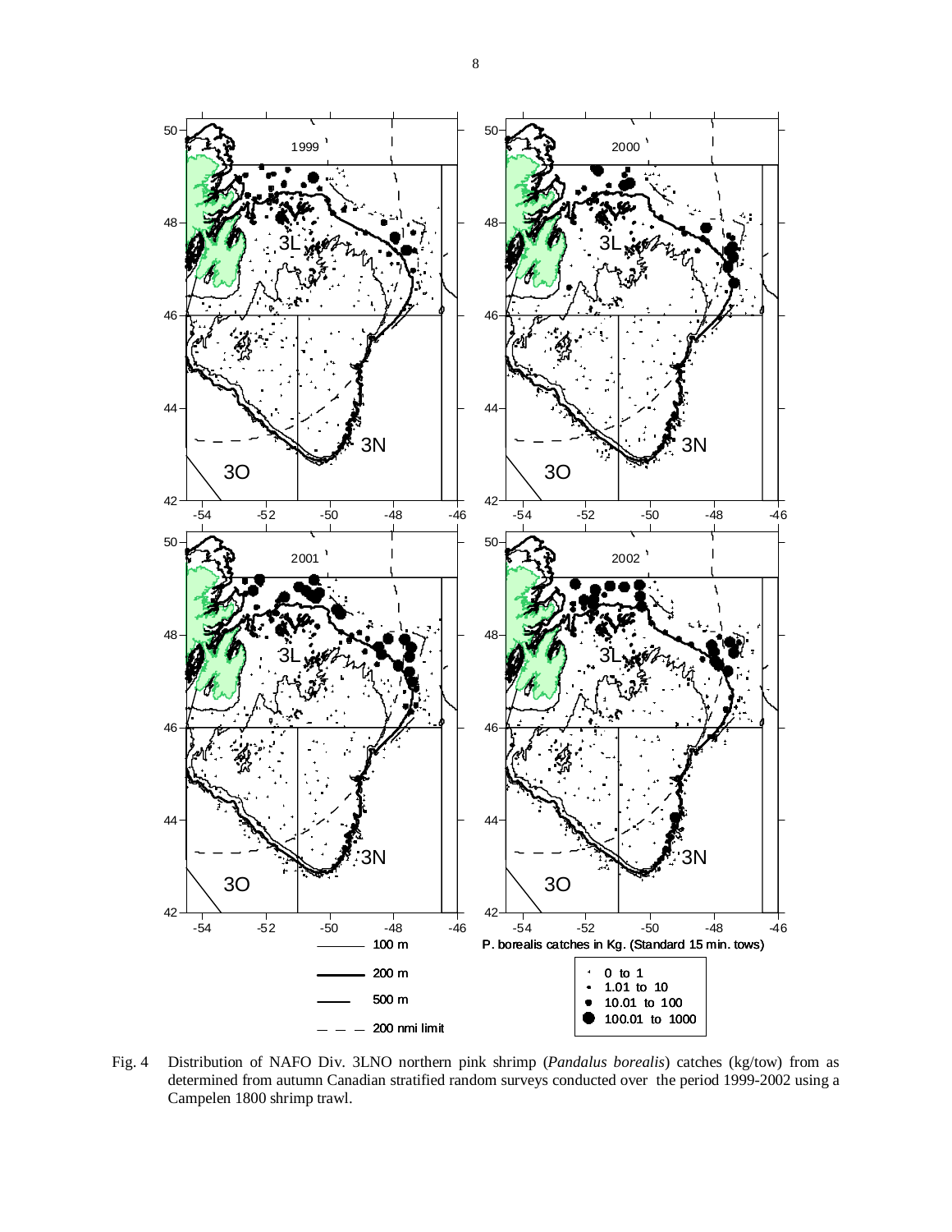1999

2000

2001

2002

3L

3N

3O

50

48

46

44

42

-54 -52 -50 -48 -46

100 m

200 m

500 m

200 nmi limit

P. borealis catches in Kg. (Standard 15 min. tows)

0 to 1

1.01 to 10

10.01 to 100

100.01 to 1000

Fig. 4 Distribution of NAFO Div. 3LNO northern pink shrimp (*Pandalus borealis*) catches (kg/tow) from as determined from autumn Canadian stratified random surveys conducted over the period 1999-2002 using a Campelen 1800 shrimp trawl.